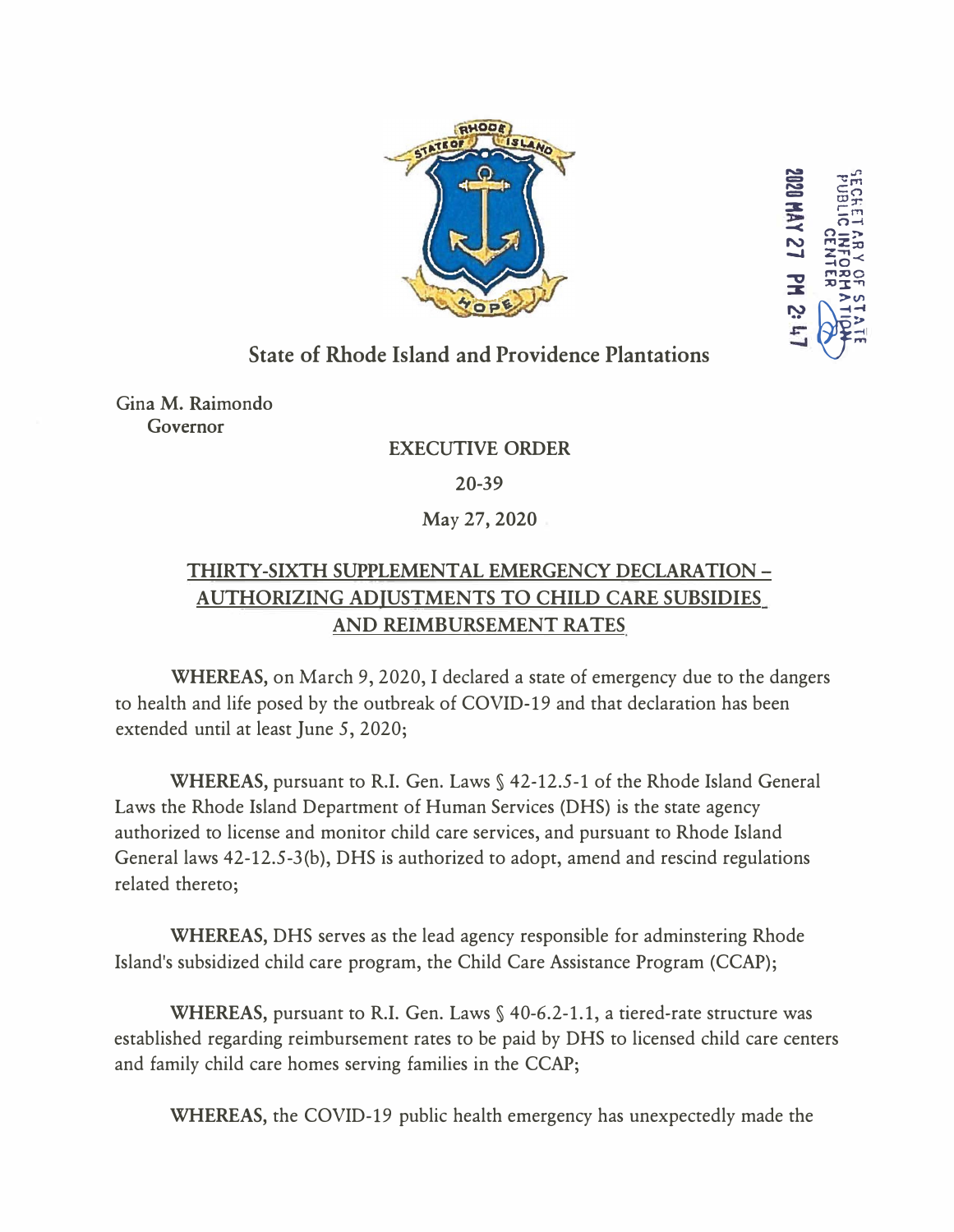# State of Rhode Island and Providence Plantations

Gina M. Raimondo
Governor

**EXECUTIVE ORDER**

**20-39**

**May 27, 2020**

## THIRTY-SIXTH SUPPLEMENTAL EMERGENCY DECLARATION – AUTHORIZING ADJUSTMENTS TO CHILD CARE SUBSIDIES AND REIMBURSEMENT RATES

**WHEREAS,** on March 9, 2020, I declared a state of emergency due to the dangers to health and life posed by the outbreak of COVID-19 and that declaration has been extended until at least June 5, 2020;

**WHEREAS,** pursuant to R.I. Gen. Laws § 42-12.5-1 of the Rhode Island General Laws the Rhode Island Department of Human Services (DHS) is the state agency authorized to license and monitor child care services, and pursuant to Rhode Island General laws 42-12.5-3(b), DHS is authorized to adopt, amend and rescind regulations related thereto;

**WHEREAS,** DHS serves as the lead agency responsible for adminstering Rhode Island's subsidized child care program, the Child Care Assistance Program (CCAP);

**WHEREAS,** pursuant to R.I. Gen. Laws § 40-6.2-1.1, a tiered-rate structure was established regarding reimbursement rates to be paid by DHS to licensed child care centers and family child care homes serving families in the CCAP;

**WHEREAS,** the COVID-19 public health emergency has unexpectedly made the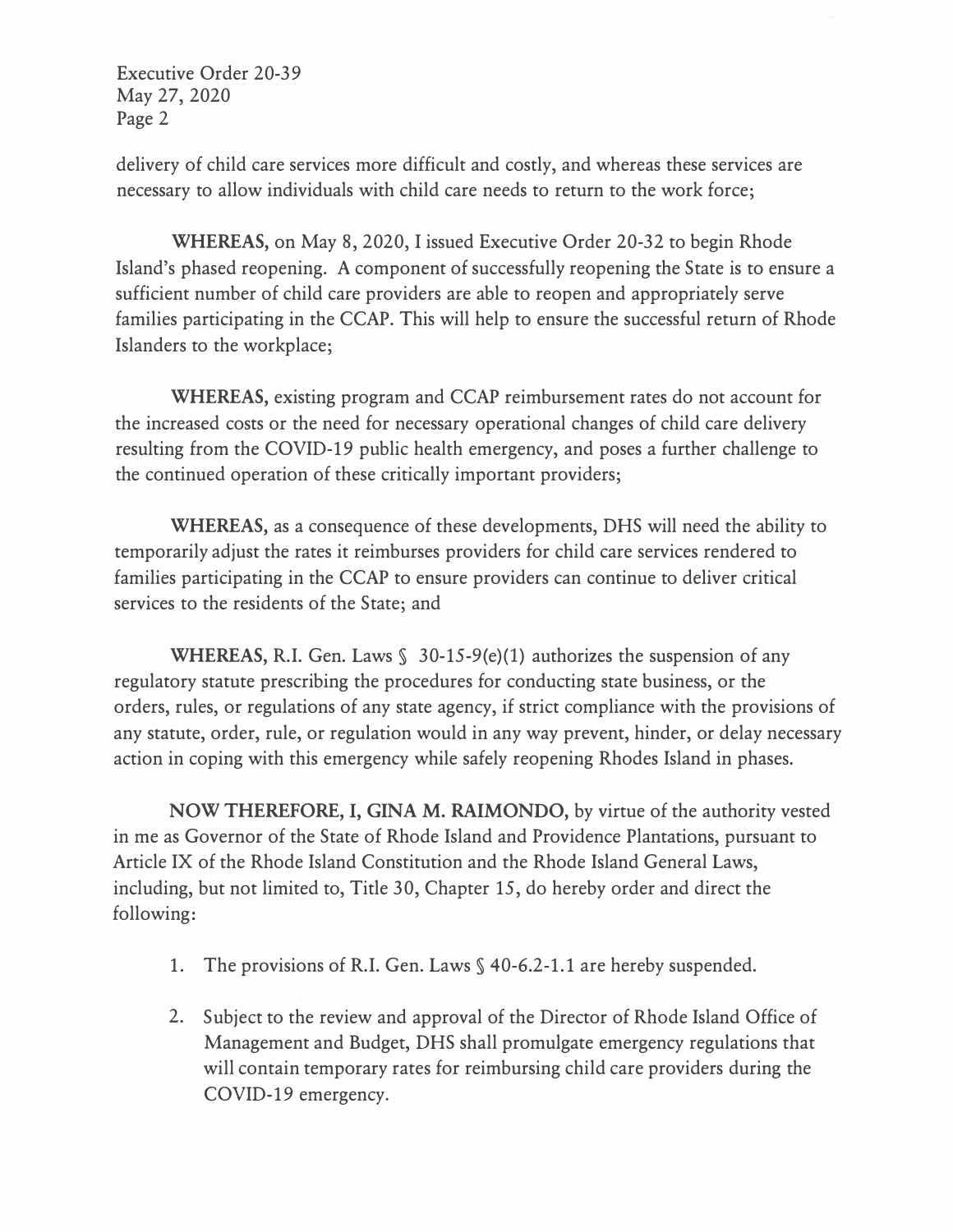delivery of child care services more difficult and costly, and whereas these services are necessary to allow individuals with child care needs to return to the work force;

**WHEREAS,** on May 8, 2020, I issued Executive Order 20-32 to begin Rhode Island's phased reopening. A component of successfully reopening the State is to ensure a sufficient number of child care providers are able to reopen and appropriately serve families participating in the CCAP. This will help to ensure the successful return of Rhode Islanders to the workplace;

**WHEREAS,** existing program and CCAP reimbursement rates do not account for the increased costs or the need for necessary operational changes of child care delivery resulting from the COVID-19 public health emergency, and poses a further challenge to the continued operation of these critically important providers;

**WHEREAS,** as a consequence of these developments, DHS will need the ability to temporarily adjust the rates it reimburses providers for child care services rendered to families participating in the CCAP to ensure providers can continue to deliver critical services to the residents of the State; and

**WHEREAS,** R.I. Gen. Laws § 30-15-9(e)(1) authorizes the suspension of any regulatory statute prescribing the procedures for conducting state business, or the orders, rules, or regulations of any state agency, if strict compliance with the provisions of any statute, order, rule, or regulation would in any way prevent, hinder, or delay necessary action in coping with this emergency while safely reopening Rhodes Island in phases.

**NOW THEREFORE, I, GINA M. RAIMONDO,** by virtue of the authority vested in me as Governor of the State of Rhode Island and Providence Plantations, pursuant to Article IX of the Rhode Island Constitution and the Rhode Island General Laws, including, but not limited to, Title 30, Chapter 15, do hereby order and direct the following:

1. The provisions of R.I. Gen. Laws § 40-6.2-1.1 are hereby suspended.
2. Subject to the review and approval of the Director of Rhode Island Office of Management and Budget, DHS shall promulgate emergency regulations that will contain temporary rates for reimbursing child care providers during the COVID-19 emergency.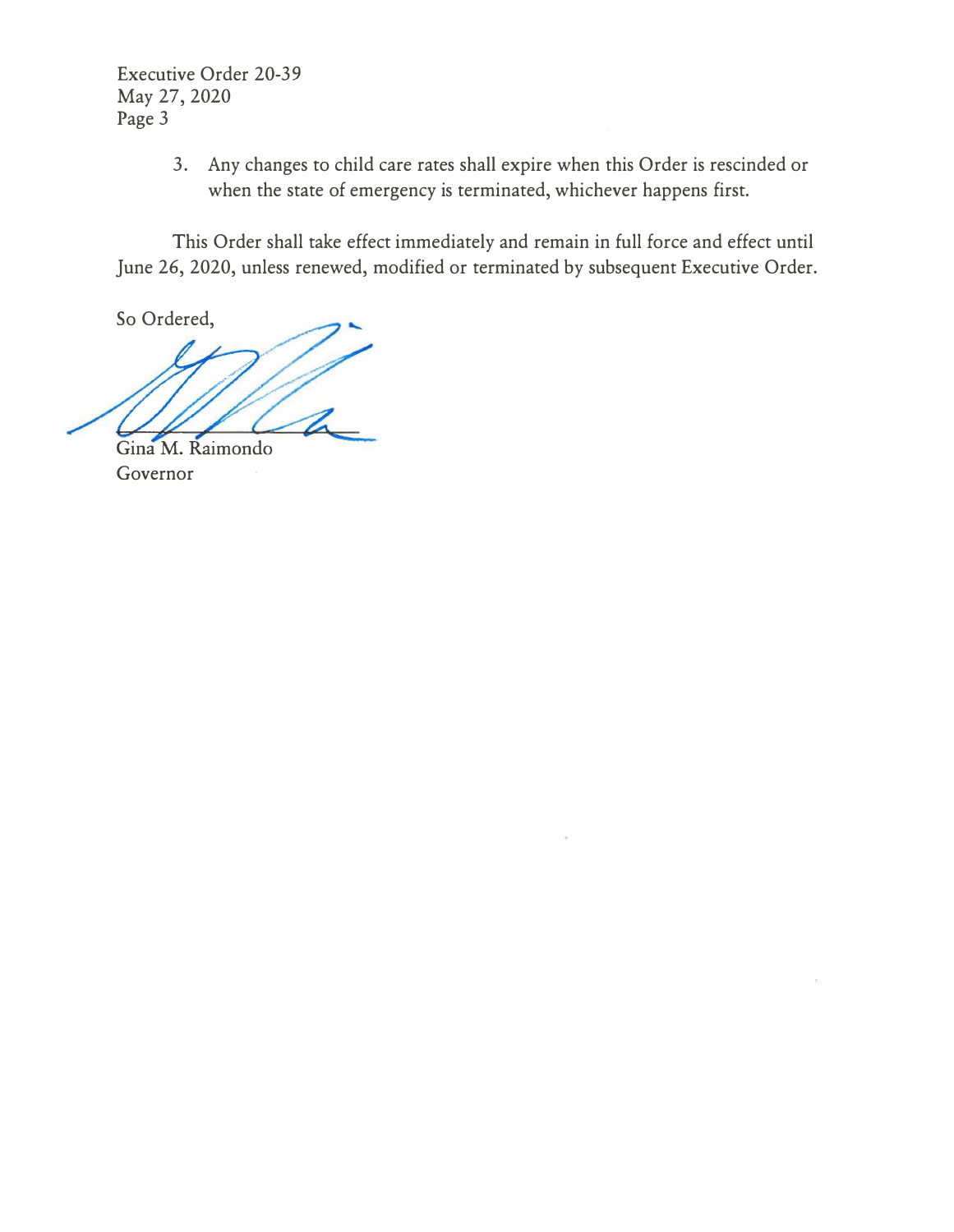3. Any changes to child care rates shall expire when this Order is rescinded or when the state of emergency is terminated, whichever happens first.

This Order shall take effect immediately and remain in full force and effect until June 26, 2020, unless renewed, modified or terminated by subsequent Executive Order.

So Ordered,

Gina M. Raimondo
Governor